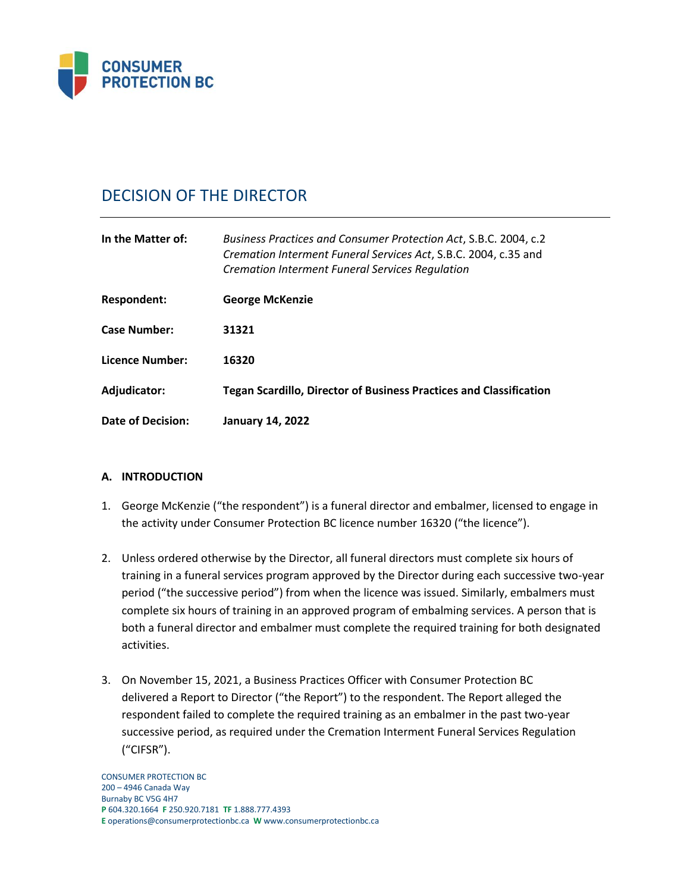CONSUMER PROTECTION BC

# DECISION OF THE DIRECTOR

| | |
|---|---|
| **In the Matter of:** | *Business Practices and Consumer Protection Act*, S.B.C. 2004, c.2 *Cremation Interment Funeral Services Act*, S.B.C. 2004, c.35 and *Cremation Interment Funeral Services Regulation* |
| **Respondent:** | **George McKenzie** |
| **Case Number:** | **31321** |
| **Licence Number:** | **16320** |
| **Adjudicator:** | **Tegan Scardillo, Director of Business Practices and Classification** |
| **Date of Decision:** | **January 14, 2022** |

## A. INTRODUCTION

1. George McKenzie ("the respondent") is a funeral director and embalmer, licensed to engage in the activity under Consumer Protection BC licence number 16320 ("the licence").

2. Unless ordered otherwise by the Director, all funeral directors must complete six hours of training in a funeral services program approved by the Director during each successive two-year period ("the successive period") from when the licence was issued. Similarly, embalmers must complete six hours of training in an approved program of embalming services. A person that is both a funeral director and embalmer must complete the required training for both designated activities.

3. On November 15, 2021, a Business Practices Officer with Consumer Protection BC delivered a Report to Director ("the Report") to the respondent. The Report alleged the respondent failed to complete the required training as an embalmer in the past two-year successive period, as required under the Cremation Interment Funeral Services Regulation ("CIFSR").

CONSUMER PROTECTION BC
200 – 4946 Canada Way
Burnaby BC V5G 4H7
**P** 604.320.1664 **F** 250.920.7181 **TF** 1.888.777.4393
**E** operations@consumerprotectionbc.ca **W** www.consumerprotectionbc.ca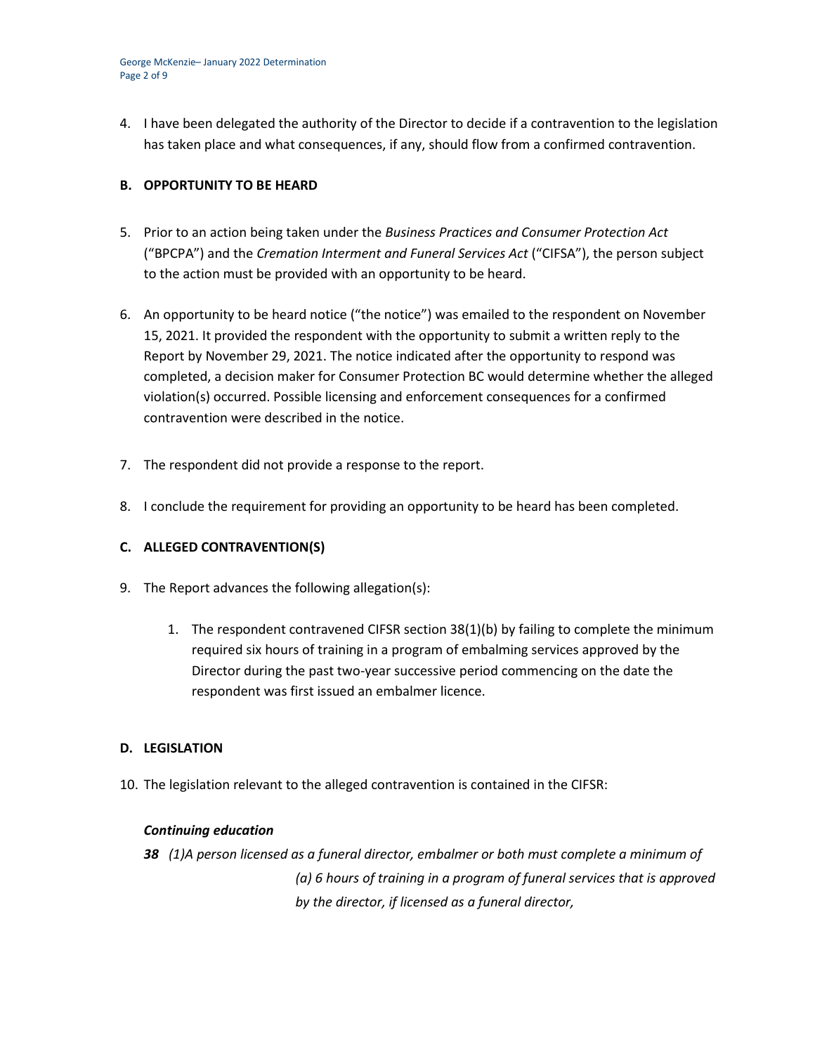4. I have been delegated the authority of the Director to decide if a contravention to the legislation has taken place and what consequences, if any, should flow from a confirmed contravention.

## B. OPPORTUNITY TO BE HEARD

5. Prior to an action being taken under the *Business Practices and Consumer Protection Act* ("BPCPA") and the *Cremation Interment and Funeral Services Act* ("CIFSA"), the person subject to the action must be provided with an opportunity to be heard.

6. An opportunity to be heard notice ("the notice") was emailed to the respondent on November 15, 2021. It provided the respondent with the opportunity to submit a written reply to the Report by November 29, 2021. The notice indicated after the opportunity to respond was completed, a decision maker for Consumer Protection BC would determine whether the alleged violation(s) occurred. Possible licensing and enforcement consequences for a confirmed contravention were described in the notice.

7. The respondent did not provide a response to the report.

8. I conclude the requirement for providing an opportunity to be heard has been completed.

## C. ALLEGED CONTRAVENTION(S)

9. The Report advances the following allegation(s):

    1. The respondent contravened CIFSR section 38(1)(b) by failing to complete the minimum required six hours of training in a program of embalming services approved by the Director during the past two-year successive period commencing on the date the respondent was first issued an embalmer licence.

## D. LEGISLATION

10. The legislation relevant to the alleged contravention is contained in the CIFSR:

***Continuing education***

***38*** *(1)A person licensed as a funeral director, embalmer or both must complete a minimum of*

> *(a) 6 hours of training in a program of funeral services that is approved by the director, if licensed as a funeral director,*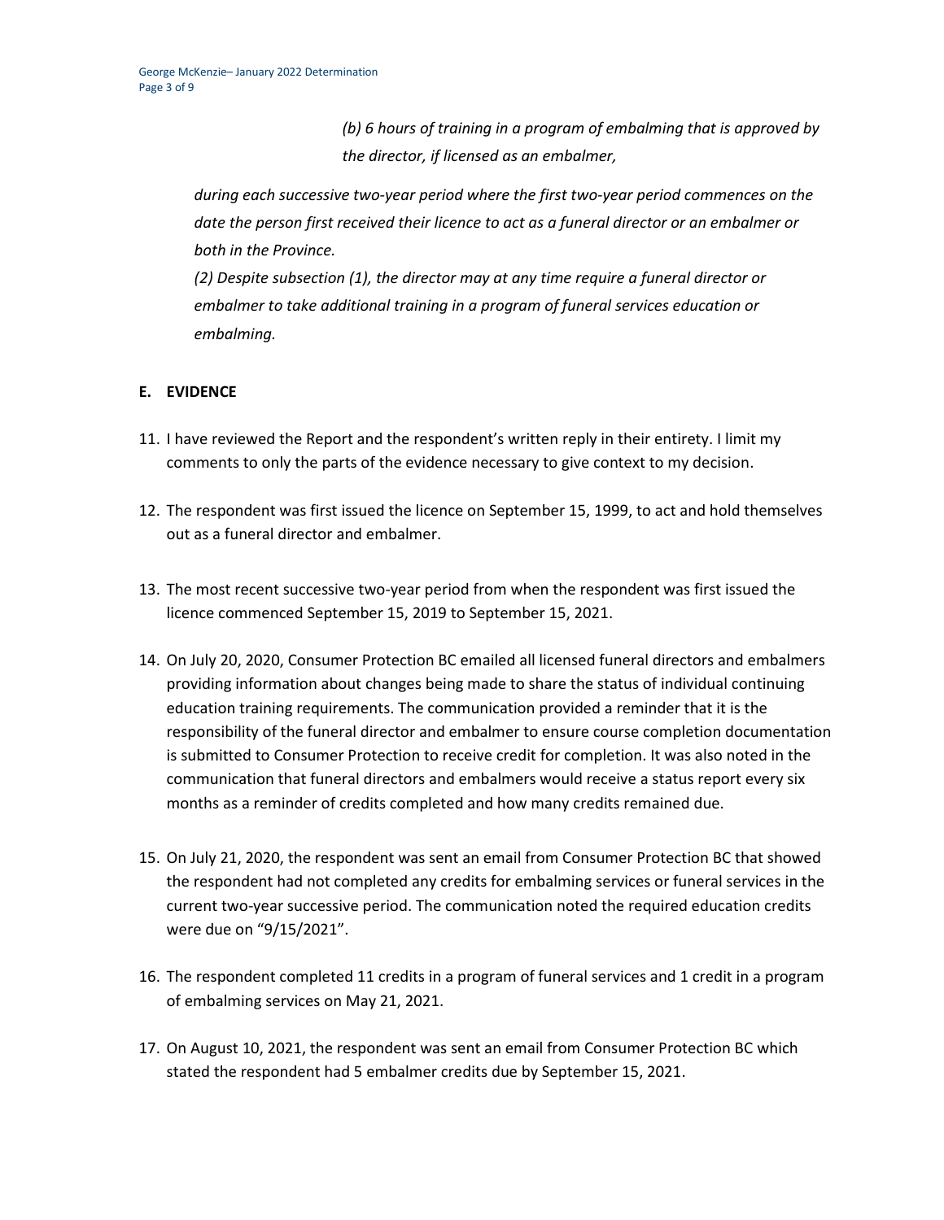*(b) 6 hours of training in a program of embalming that is approved by the director, if licensed as an embalmer,*

*during each successive two-year period where the first two-year period commences on the date the person first received their licence to act as a funeral director or an embalmer or both in the Province.*

*(2) Despite subsection (1), the director may at any time require a funeral director or embalmer to take additional training in a program of funeral services education or embalming.*

## E. EVIDENCE

11. I have reviewed the Report and the respondent's written reply in their entirety. I limit my comments to only the parts of the evidence necessary to give context to my decision.

12. The respondent was first issued the licence on September 15, 1999, to act and hold themselves out as a funeral director and embalmer.

13. The most recent successive two-year period from when the respondent was first issued the licence commenced September 15, 2019 to September 15, 2021.

14. On July 20, 2020, Consumer Protection BC emailed all licensed funeral directors and embalmers providing information about changes being made to share the status of individual continuing education training requirements. The communication provided a reminder that it is the responsibility of the funeral director and embalmer to ensure course completion documentation is submitted to Consumer Protection to receive credit for completion. It was also noted in the communication that funeral directors and embalmers would receive a status report every six months as a reminder of credits completed and how many credits remained due.

15. On July 21, 2020, the respondent was sent an email from Consumer Protection BC that showed the respondent had not completed any credits for embalming services or funeral services in the current two-year successive period. The communication noted the required education credits were due on "9/15/2021".

16. The respondent completed 11 credits in a program of funeral services and 1 credit in a program of embalming services on May 21, 2021.

17. On August 10, 2021, the respondent was sent an email from Consumer Protection BC which stated the respondent had 5 embalmer credits due by September 15, 2021.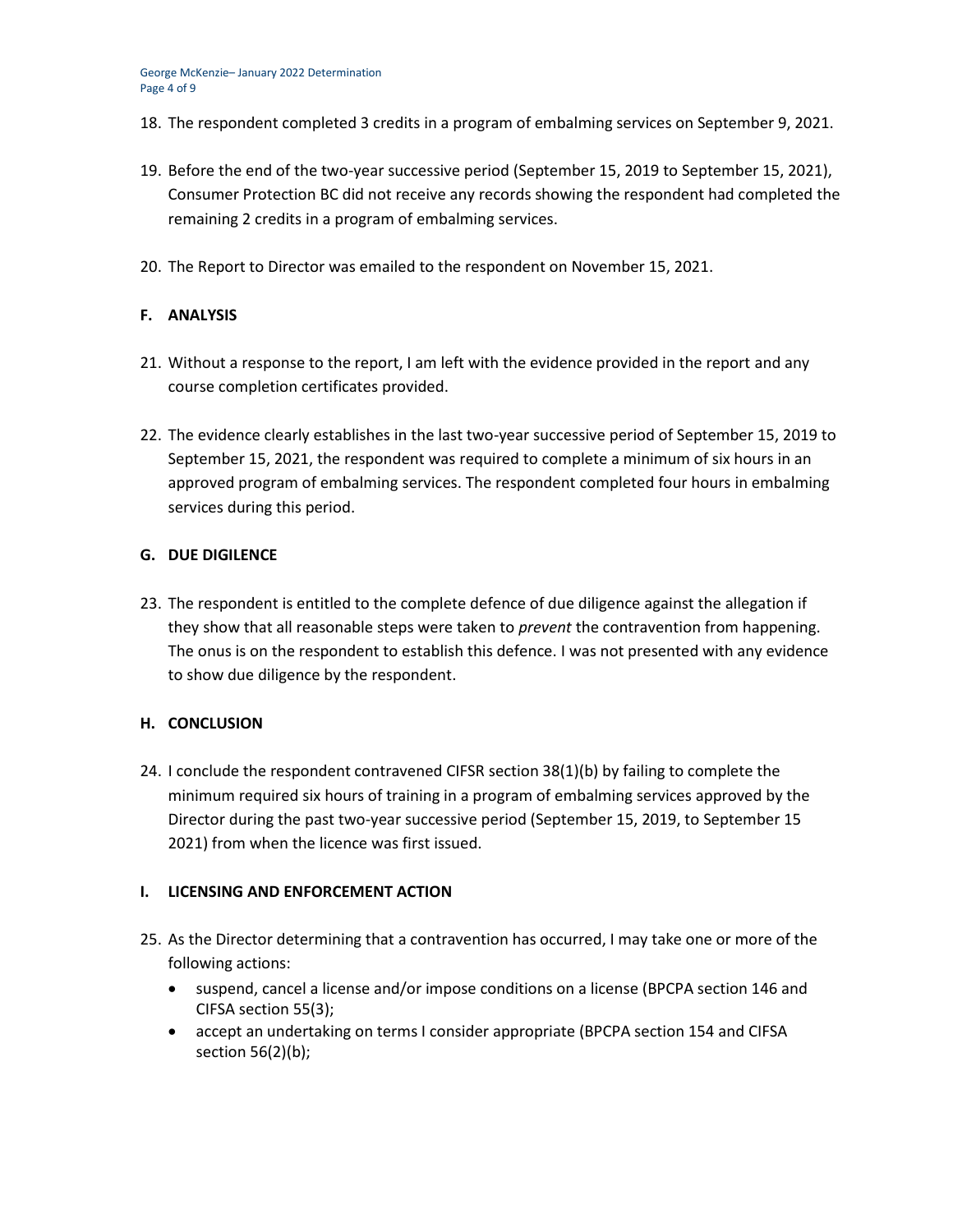18. The respondent completed 3 credits in a program of embalming services on September 9, 2021.

19. Before the end of the two-year successive period (September 15, 2019 to September 15, 2021), Consumer Protection BC did not receive any records showing the respondent had completed the remaining 2 credits in a program of embalming services.

20. The Report to Director was emailed to the respondent on November 15, 2021.

## F. ANALYSIS

21. Without a response to the report, I am left with the evidence provided in the report and any course completion certificates provided.

22. The evidence clearly establishes in the last two-year successive period of September 15, 2019 to September 15, 2021, the respondent was required to complete a minimum of six hours in an approved program of embalming services. The respondent completed four hours in embalming services during this period.

## G. DUE DIGILENCE

23. The respondent is entitled to the complete defence of due diligence against the allegation if they show that all reasonable steps were taken to *prevent* the contravention from happening. The onus is on the respondent to establish this defence. I was not presented with any evidence to show due diligence by the respondent.

## H. CONCLUSION

24. I conclude the respondent contravened CIFSR section 38(1)(b) by failing to complete the minimum required six hours of training in a program of embalming services approved by the Director during the past two-year successive period (September 15, 2019, to September 15 2021) from when the licence was first issued.

## I. LICENSING AND ENFORCEMENT ACTION

25. As the Director determining that a contravention has occurred, I may take one or more of the following actions:
    - suspend, cancel a license and/or impose conditions on a license (BPCPA section 146 and CIFSA section 55(3);
    - accept an undertaking on terms I consider appropriate (BPCPA section 154 and CIFSA section 56(2)(b);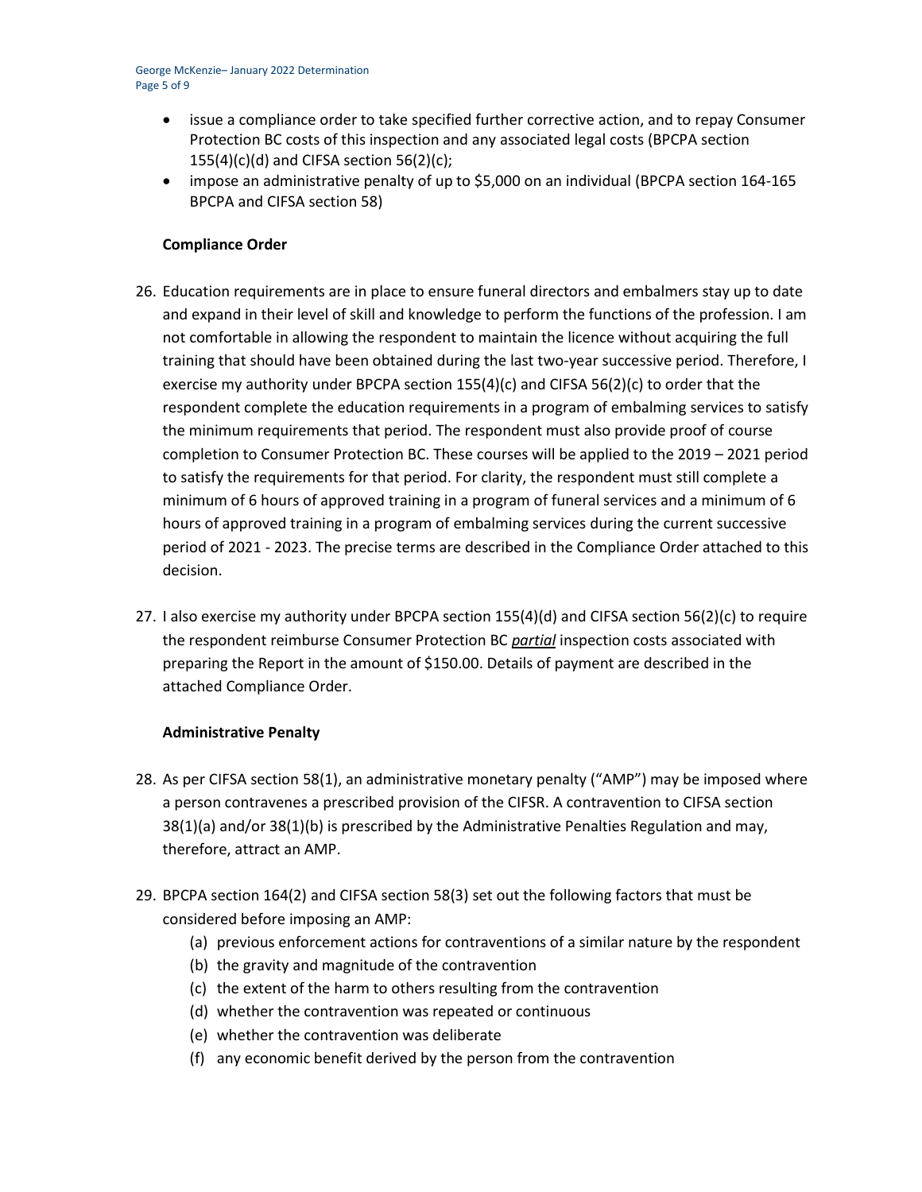- issue a compliance order to take specified further corrective action, and to repay Consumer Protection BC costs of this inspection and any associated legal costs (BPCPA section 155(4)(c)(d) and CIFSA section 56(2)(c);
- impose an administrative penalty of up to $5,000 on an individual (BPCPA section 164-165 BPCPA and CIFSA section 58)

**Compliance Order**

26. Education requirements are in place to ensure funeral directors and embalmers stay up to date and expand in their level of skill and knowledge to perform the functions of the profession. I am not comfortable in allowing the respondent to maintain the licence without acquiring the full training that should have been obtained during the last two-year successive period. Therefore, I exercise my authority under BPCPA section 155(4)(c) and CIFSA 56(2)(c) to order that the respondent complete the education requirements in a program of embalming services to satisfy the minimum requirements that period. The respondent must also provide proof of course completion to Consumer Protection BC. These courses will be applied to the 2019 – 2021 period to satisfy the requirements for that period. For clarity, the respondent must still complete a minimum of 6 hours of approved training in a program of funeral services and a minimum of 6 hours of approved training in a program of embalming services during the current successive period of 2021 - 2023. The precise terms are described in the Compliance Order attached to this decision.

27. I also exercise my authority under BPCPA section 155(4)(d) and CIFSA section 56(2)(c) to require the respondent reimburse Consumer Protection BC ***partial*** inspection costs associated with preparing the Report in the amount of $150.00. Details of payment are described in the attached Compliance Order.

**Administrative Penalty**

28. As per CIFSA section 58(1), an administrative monetary penalty ("AMP") may be imposed where a person contravenes a prescribed provision of the CIFSR. A contravention to CIFSA section 38(1)(a) and/or 38(1)(b) is prescribed by the Administrative Penalties Regulation and may, therefore, attract an AMP.

29. BPCPA section 164(2) and CIFSA section 58(3) set out the following factors that must be considered before imposing an AMP:
    (a) previous enforcement actions for contraventions of a similar nature by the respondent
    (b) the gravity and magnitude of the contravention
    (c) the extent of the harm to others resulting from the contravention
    (d) whether the contravention was repeated or continuous
    (e) whether the contravention was deliberate
    (f) any economic benefit derived by the person from the contravention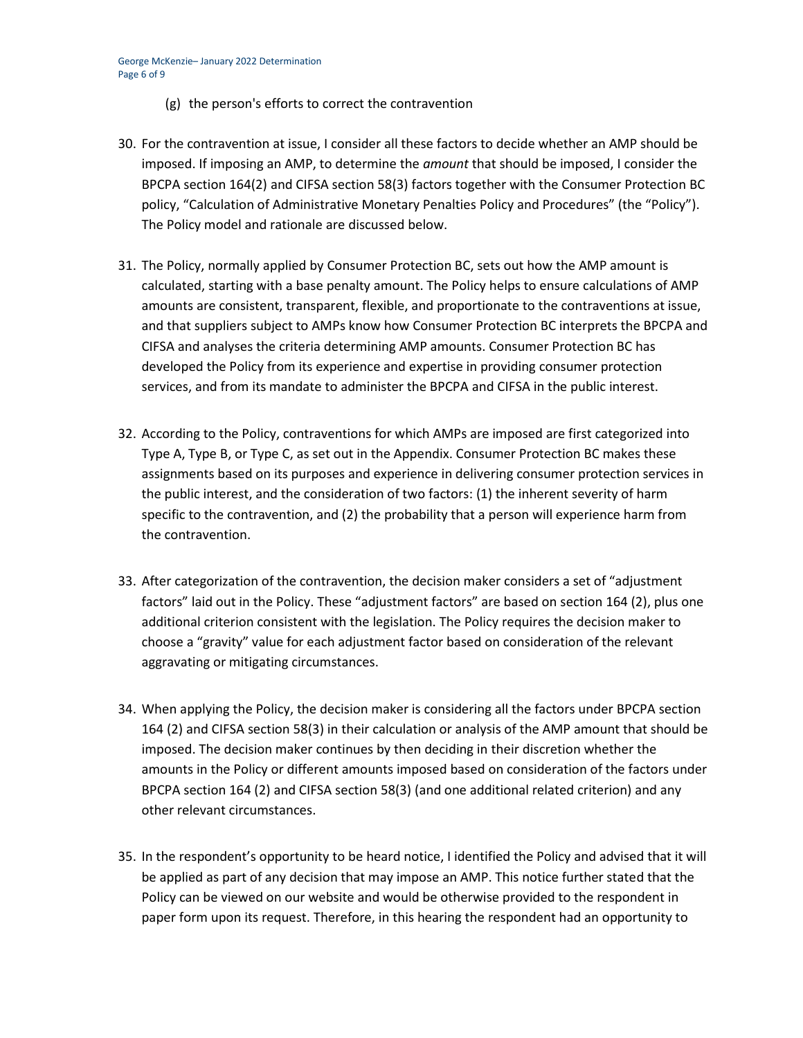(g) the person's efforts to correct the contravention

30. For the contravention at issue, I consider all these factors to decide whether an AMP should be imposed. If imposing an AMP, to determine the *amount* that should be imposed, I consider the BPCPA section 164(2) and CIFSA section 58(3) factors together with the Consumer Protection BC policy, "Calculation of Administrative Monetary Penalties Policy and Procedures" (the "Policy"). The Policy model and rationale are discussed below.

31. The Policy, normally applied by Consumer Protection BC, sets out how the AMP amount is calculated, starting with a base penalty amount. The Policy helps to ensure calculations of AMP amounts are consistent, transparent, flexible, and proportionate to the contraventions at issue, and that suppliers subject to AMPs know how Consumer Protection BC interprets the BPCPA and CIFSA and analyses the criteria determining AMP amounts. Consumer Protection BC has developed the Policy from its experience and expertise in providing consumer protection services, and from its mandate to administer the BPCPA and CIFSA in the public interest.

32. According to the Policy, contraventions for which AMPs are imposed are first categorized into Type A, Type B, or Type C, as set out in the Appendix. Consumer Protection BC makes these assignments based on its purposes and experience in delivering consumer protection services in the public interest, and the consideration of two factors: (1) the inherent severity of harm specific to the contravention, and (2) the probability that a person will experience harm from the contravention.

33. After categorization of the contravention, the decision maker considers a set of "adjustment factors" laid out in the Policy. These "adjustment factors" are based on section 164 (2), plus one additional criterion consistent with the legislation. The Policy requires the decision maker to choose a "gravity" value for each adjustment factor based on consideration of the relevant aggravating or mitigating circumstances.

34. When applying the Policy, the decision maker is considering all the factors under BPCPA section 164 (2) and CIFSA section 58(3) in their calculation or analysis of the AMP amount that should be imposed. The decision maker continues by then deciding in their discretion whether the amounts in the Policy or different amounts imposed based on consideration of the factors under BPCPA section 164 (2) and CIFSA section 58(3) (and one additional related criterion) and any other relevant circumstances.

35. In the respondent's opportunity to be heard notice, I identified the Policy and advised that it will be applied as part of any decision that may impose an AMP. This notice further stated that the Policy can be viewed on our website and would be otherwise provided to the respondent in paper form upon its request. Therefore, in this hearing the respondent had an opportunity to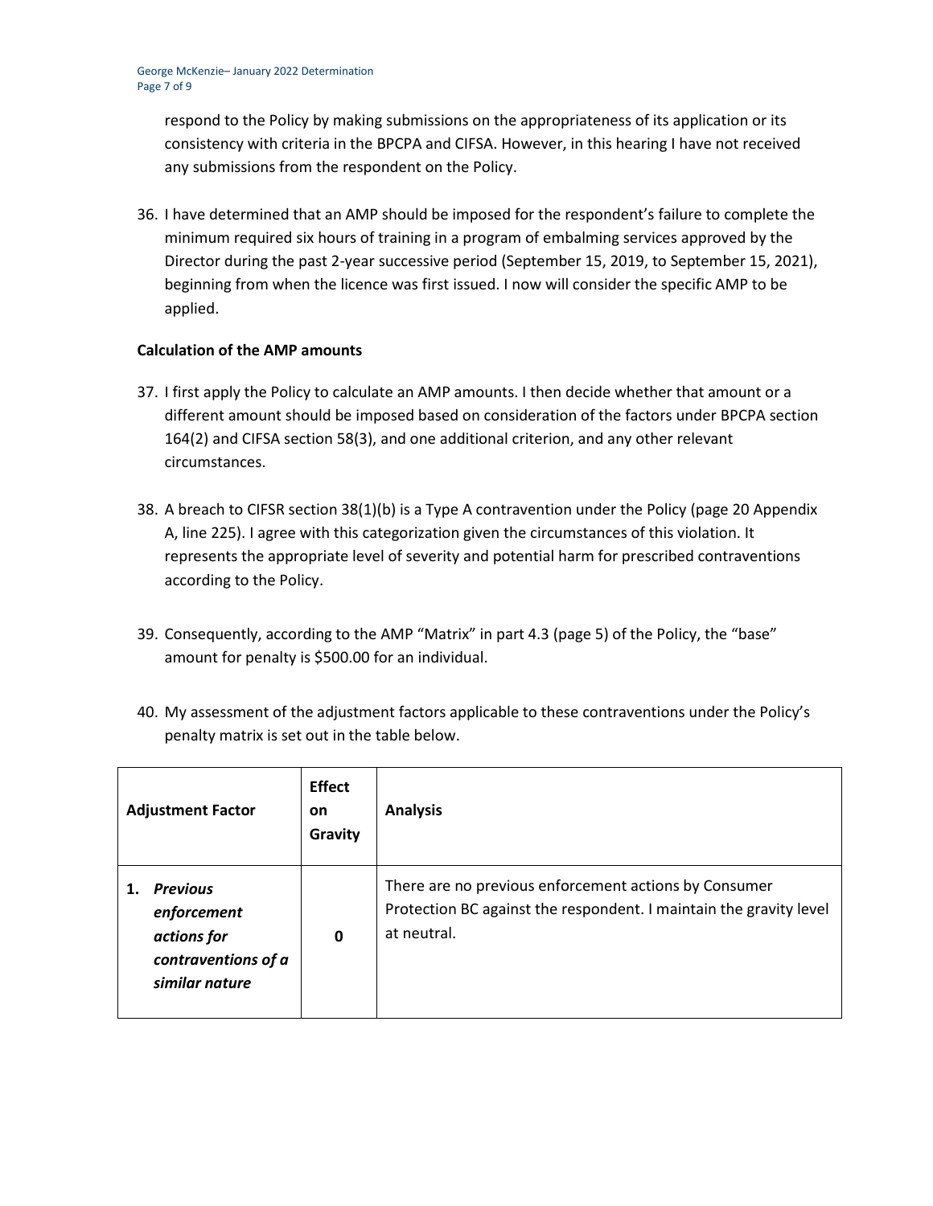respond to the Policy by making submissions on the appropriateness of its application or its consistency with criteria in the BPCPA and CIFSA. However, in this hearing I have not received any submissions from the respondent on the Policy.

36. I have determined that an AMP should be imposed for the respondent's failure to complete the minimum required six hours of training in a program of embalming services approved by the Director during the past 2-year successive period (September 15, 2019, to September 15, 2021), beginning from when the licence was first issued. I now will consider the specific AMP to be applied.

**Calculation of the AMP amounts**

37. I first apply the Policy to calculate an AMP amounts. I then decide whether that amount or a different amount should be imposed based on consideration of the factors under BPCPA section 164(2) and CIFSA section 58(3), and one additional criterion, and any other relevant circumstances.

38. A breach to CIFSR section 38(1)(b) is a Type A contravention under the Policy (page 20 Appendix A, line 225). I agree with this categorization given the circumstances of this violation. It represents the appropriate level of severity and potential harm for prescribed contraventions according to the Policy.

39. Consequently, according to the AMP "Matrix" in part 4.3 (page 5) of the Policy, the "base" amount for penalty is $500.00 for an individual.

40. My assessment of the adjustment factors applicable to these contraventions under the Policy's penalty matrix is set out in the table below.

| Adjustment Factor | Effect on Gravity | Analysis |
|---|---|---|
| 1. ***Previous enforcement actions for contraventions of a similar nature*** | **0** | There are no previous enforcement actions by Consumer Protection BC against the respondent. I maintain the gravity level at neutral. |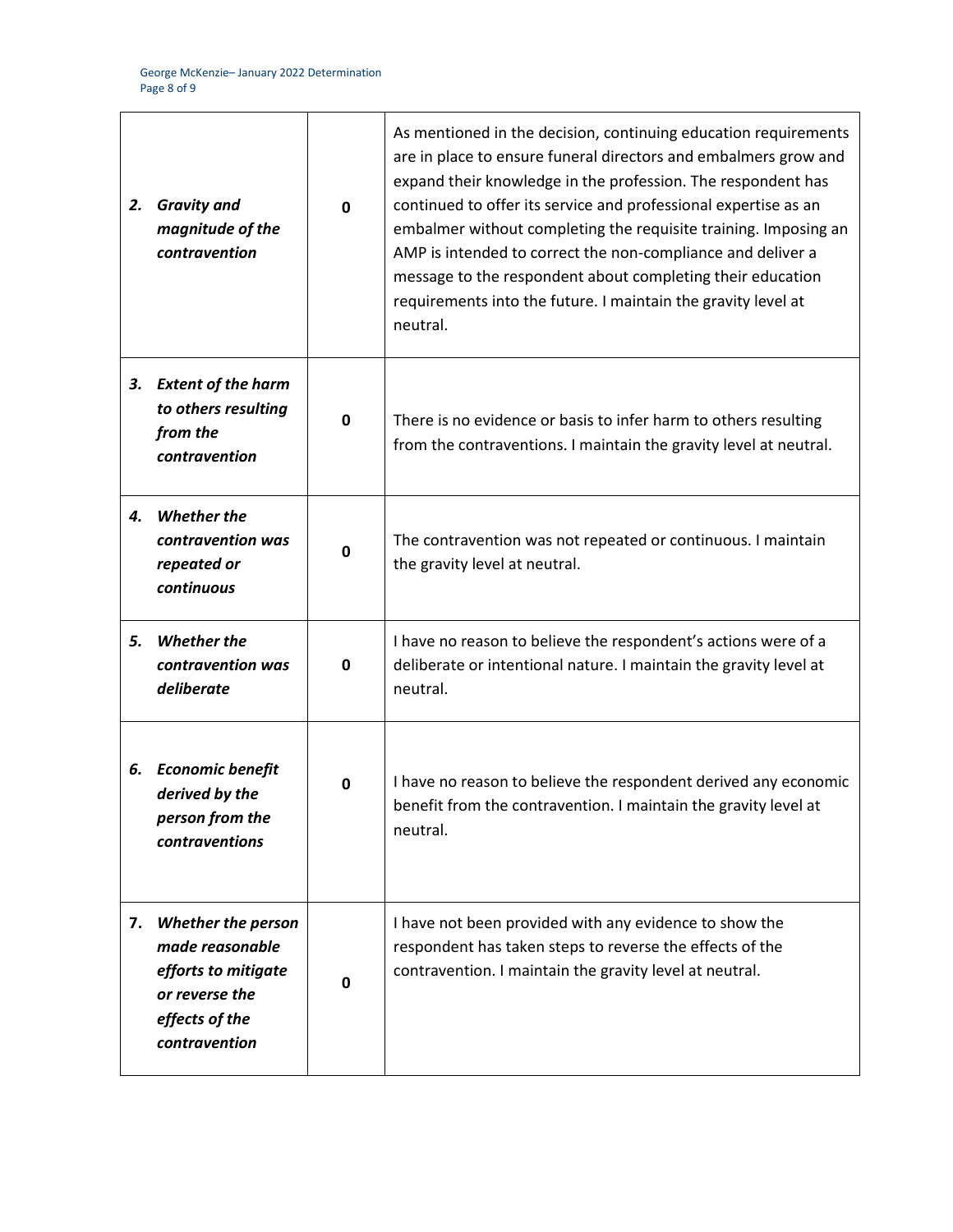| | | |
|---|---|---|
| **2. *Gravity and magnitude of the contravention*** | **0** | As mentioned in the decision, continuing education requirements are in place to ensure funeral directors and embalmers grow and expand their knowledge in the profession. The respondent has continued to offer its service and professional expertise as an embalmer without completing the requisite training. Imposing an AMP is intended to correct the non-compliance and deliver a message to the respondent about completing their education requirements into the future. I maintain the gravity level at neutral. |
| **3. *Extent of the harm to others resulting from the contravention*** | **0** | There is no evidence or basis to infer harm to others resulting from the contraventions. I maintain the gravity level at neutral. |
| **4. *Whether the contravention was repeated or continuous*** | **0** | The contravention was not repeated or continuous. I maintain the gravity level at neutral. |
| **5. *Whether the contravention was deliberate*** | **0** | I have no reason to believe the respondent's actions were of a deliberate or intentional nature. I maintain the gravity level at neutral. |
| **6. *Economic benefit derived by the person from the contraventions*** | **0** | I have no reason to believe the respondent derived any economic benefit from the contravention. I maintain the gravity level at neutral. |
| **7. *Whether the person made reasonable efforts to mitigate or reverse the effects of the contravention*** | **0** | I have not been provided with any evidence to show the respondent has taken steps to reverse the effects of the contravention. I maintain the gravity level at neutral. |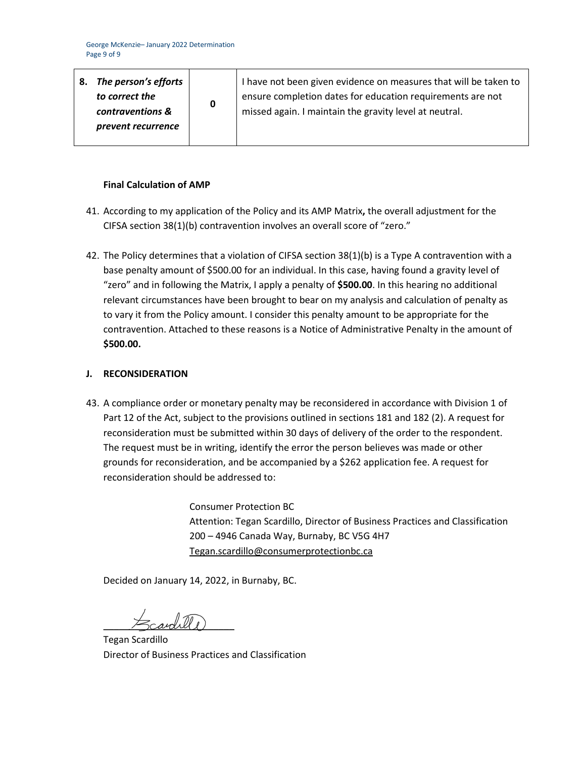| | | |
|---|---|---|
| 8. ***The person's efforts to correct the contraventions & prevent recurrence*** | **0** | I have not been given evidence on measures that will be taken to ensure completion dates for education requirements are not missed again. I maintain the gravity level at neutral. |

**Final Calculation of AMP**

41. According to my application of the Policy and its AMP Matrix**,** the overall adjustment for the CIFSA section 38(1)(b) contravention involves an overall score of "zero."

42. The Policy determines that a violation of CIFSA section 38(1)(b) is a Type A contravention with a base penalty amount of $500.00 for an individual. In this case, having found a gravity level of "zero" and in following the Matrix, I apply a penalty of **$500.00**. In this hearing no additional relevant circumstances have been brought to bear on my analysis and calculation of penalty as to vary it from the Policy amount. I consider this penalty amount to be appropriate for the contravention. Attached to these reasons is a Notice of Administrative Penalty in the amount of **$500.00.**

## J. RECONSIDERATION

43. A compliance order or monetary penalty may be reconsidered in accordance with Division 1 of Part 12 of the Act, subject to the provisions outlined in sections 181 and 182 (2). A request for reconsideration must be submitted within 30 days of delivery of the order to the respondent. The request must be in writing, identify the error the person believes was made or other grounds for reconsideration, and be accompanied by a $262 application fee. A request for reconsideration should be addressed to:

Consumer Protection BC
Attention: Tegan Scardillo, Director of Business Practices and Classification
200 – 4946 Canada Way, Burnaby, BC V5G 4H7
Tegan.scardillo@consumerprotectionbc.ca

Decided on January 14, 2022, in Burnaby, BC.

Tegan Scardillo
Director of Business Practices and Classification